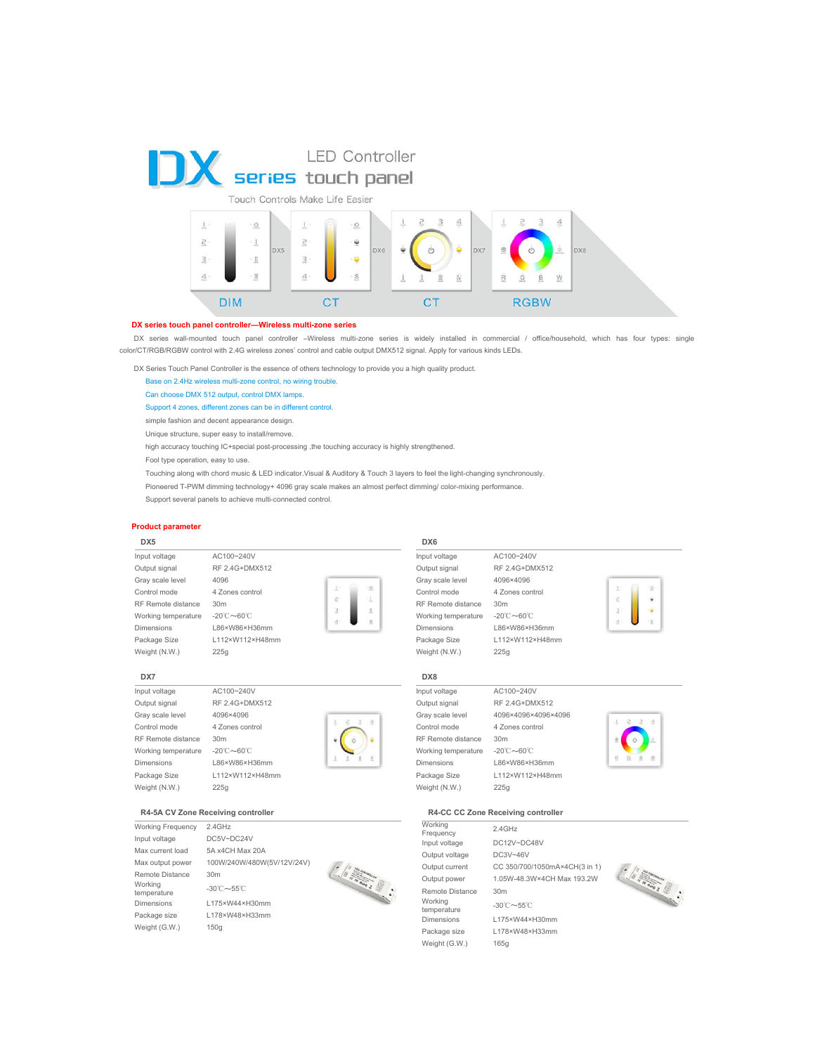# DX series LED Controller touch panel

Touch Controls Make Life Easier

DX5 — DIM | DX6 — CT | DX7 — CT | DX8 — RGBW

**DX series touch panel controller—Wireless multi-zone series**

DX series wall-mounted touch panel controller –Wireless multi-zone series is widely installed in commercial / office/household, which has four types: single color/CT/RGB/RGBW control with 2.4G wireless zones' control and cable output DMX512 signal. Apply for various kinds LEDs.

DX Series Touch Panel Controller is the essence of others technology to provide you a high quality product.

- Base on 2.4Hz wireless multi-zone control, no wiring trouble.
- Can choose DMX 512 output, control DMX lamps.
- Support 4 zones, different zones can be in different control.
- simple fashion and decent appearance design.
- Unique structure, super easy to install/remove.
- high accuracy touching IC+special post-processing ,the touching accuracy is highly strengthened.
- Fool type operation, easy to use.
- Touching along with chord music & LED indicator.Visual & Auditory & Touch 3 layers to feel the light-changing synchronously.
- Pioneered T-PWM dimming technology+ 4096 gray scale makes an almost perfect dimming/ color-mixing performance.
- Support several panels to achieve multi-connected control.

## Product parameter

### DX5

| | |
|---|---|
| Input voltage | AC100~240V |
| Output signal | RF 2.4G+DMX512 |
| Gray scale level | 4096 |
| Control mode | 4 Zones control |
| RF Remote distance | 30m |
| Working temperature | -20℃～60℃ |
| Dimensions | L86×W86×H36mm |
| Package Size | L112×W112×H48mm |
| Weight (N.W.) | 225g |

### DX6

| | |
|---|---|
| Input voltage | AC100~240V |
| Output signal | RF 2.4G+DMX512 |
| Gray scale level | 4096×4096 |
| Control mode | 4 Zones control |
| RF Remote distance | 30m |
| Working temperature | -20℃～60℃ |
| Dimensions | L86×W86×H36mm |
| Package Size | L112×W112×H48mm |
| Weight (N.W.) | 225g |

### DX7

| | |
|---|---|
| Input voltage | AC100~240V |
| Output signal | RF 2.4G+DMX512 |
| Gray scale level | 4096×4096 |
| Control mode | 4 Zones control |
| RF Remote distance | 30m |
| Working temperature | -20℃～60℃ |
| Dimensions | L86×W86×H36mm |
| Package Size | L112×W112×H48mm |
| Weight (N.W.) | 225g |

### DX8

| | |
|---|---|
| Input voltage | AC100~240V |
| Output signal | RF 2.4G+DMX512 |
| Gray scale level | 4096×4096×4096×4096 |
| Control mode | 4 Zones control |
| RF Remote distance | 30m |
| Working temperature | -20℃～60℃ |
| Dimensions | L86×W86×H36mm |
| Package Size | L112×W112×H48mm |
| Weight (N.W.) | 225g |

### R4-5A CV Zone Receiving controller

| | |
|---|---|
| Working Frequency | 2.4GHz |
| Input voltage | DC5V~DC24V |
| Max current load | 5A x4CH Max 20A |
| Max output power | 100W/240W/480W(5V/12V/24V) |
| Remote Distance | 30m |
| Working temperature | -30℃～55℃ |
| Dimensions | L175×W44×H30mm |
| Package size | L178×W48×H33mm |
| Weight (G.W.) | 150g |

### R4-CC CC Zone Receiving controller

| | |
|---|---|
| Working Frequency | 2.4GHz |
| Input voltage | DC12V~DC48V |
| Output voltage | DC3V~46V |
| Output current | CC 350/700/1050mA×4CH(3 in 1) |
| Output power | 1.05W-48.3W×4CH Max 193.2W |
| Remote Distance | 30m |
| Working temperature | -30℃～55℃ |
| Dimensions | L175×W44×H30mm |
| Package size | L178×W48×H33mm |
| Weight (G.W.) | 165g |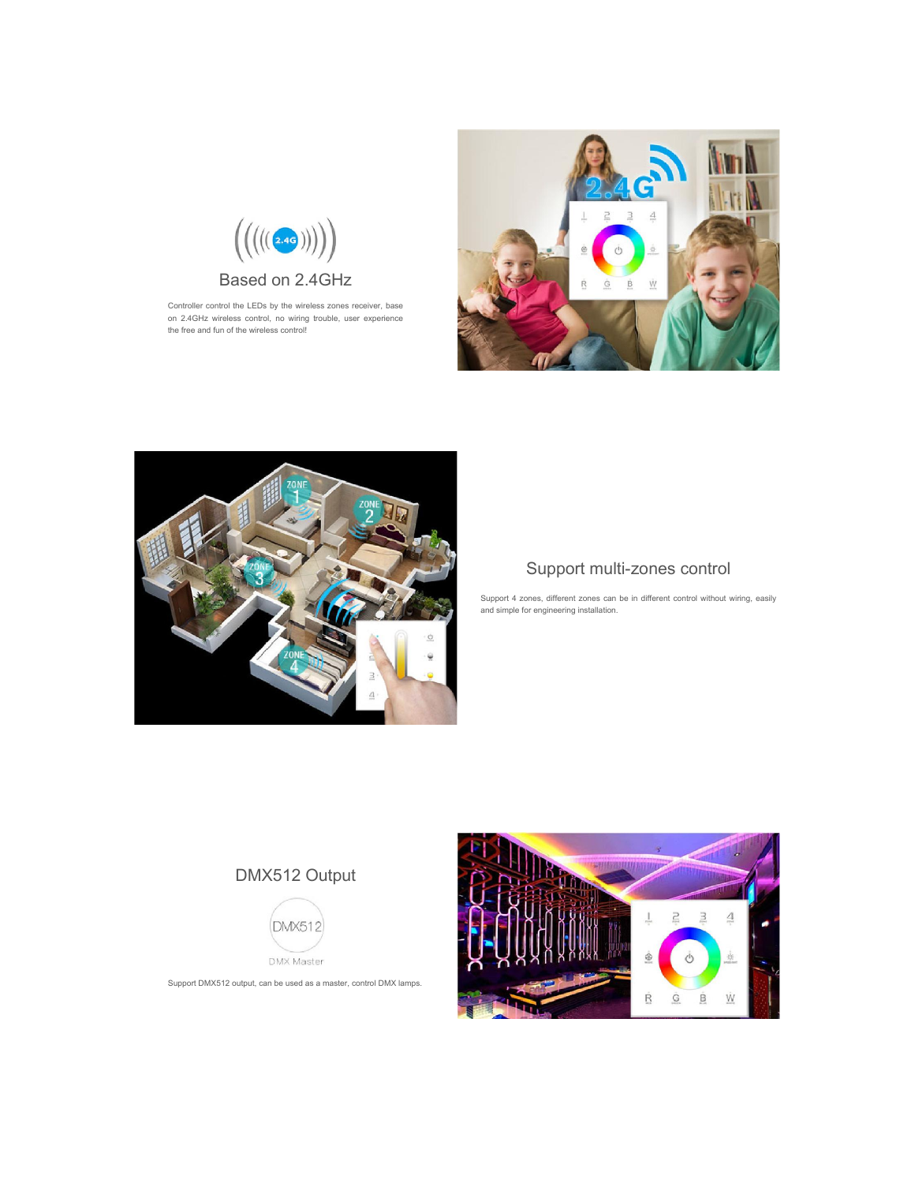## Based on 2.4GHz

Controller control the LEDs by the wireless zones receiver, base on 2.4GHz wireless control, no wiring trouble, user experience the free and fun of the wireless control!

## Support multi-zones control

Support 4 zones, different zones can be in different control without wiring, easily and simple for engineering installation.

## DMX512 Output

Support DMX512 output, can be used as a master, control DMX lamps.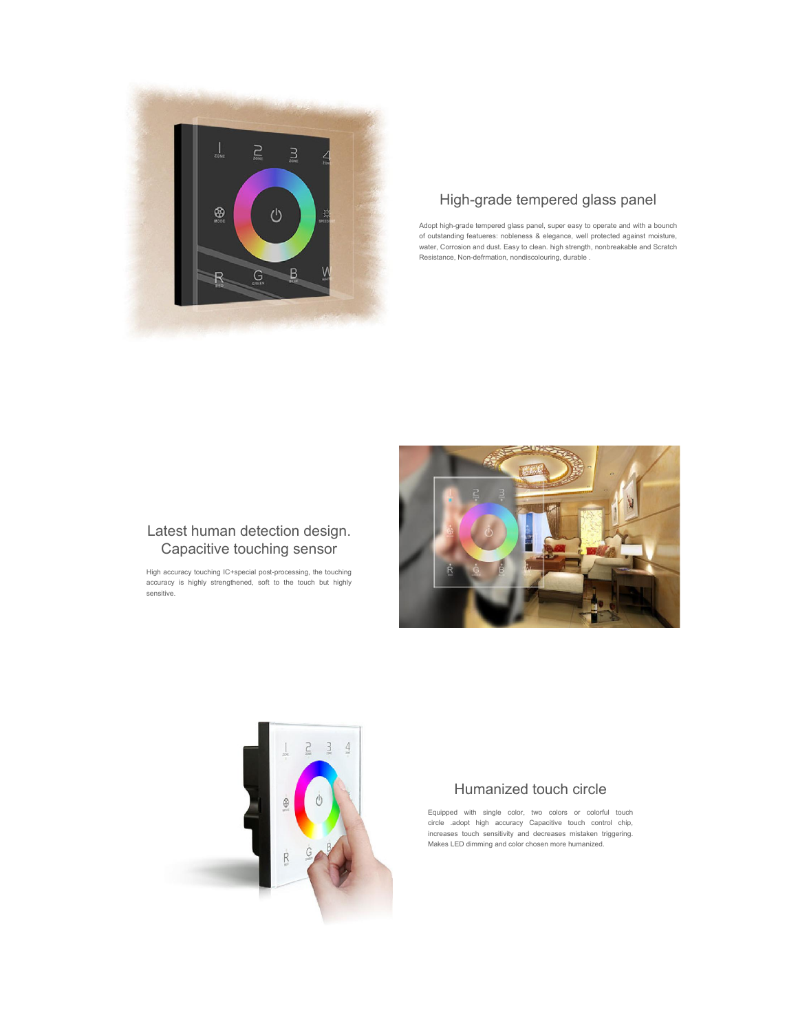## High-grade tempered glass panel

Adopt high-grade tempered glass panel, super easy to operate and with a bounch of outstanding featueres: nobleness & elegance, well protected against moisture, water, Corrosion and dust. Easy to clean. high strength, nonbreakable and Scratch Resistance, Non-defrmation, nondiscolouring, durable .

## Latest human detection design. Capacitive touching sensor

High accuracy touching IC+special post-processing, the touching accuracy is highly strengthened, soft to the touch but highly sensitive.

## Humanized touch circle

Equipped with single color, two colors or colorful touch circle .adopt high accuracy Capacitive touch control chip, increases touch sensitivity and decreases mistaken triggering. Makes LED dimming and color chosen more humanized.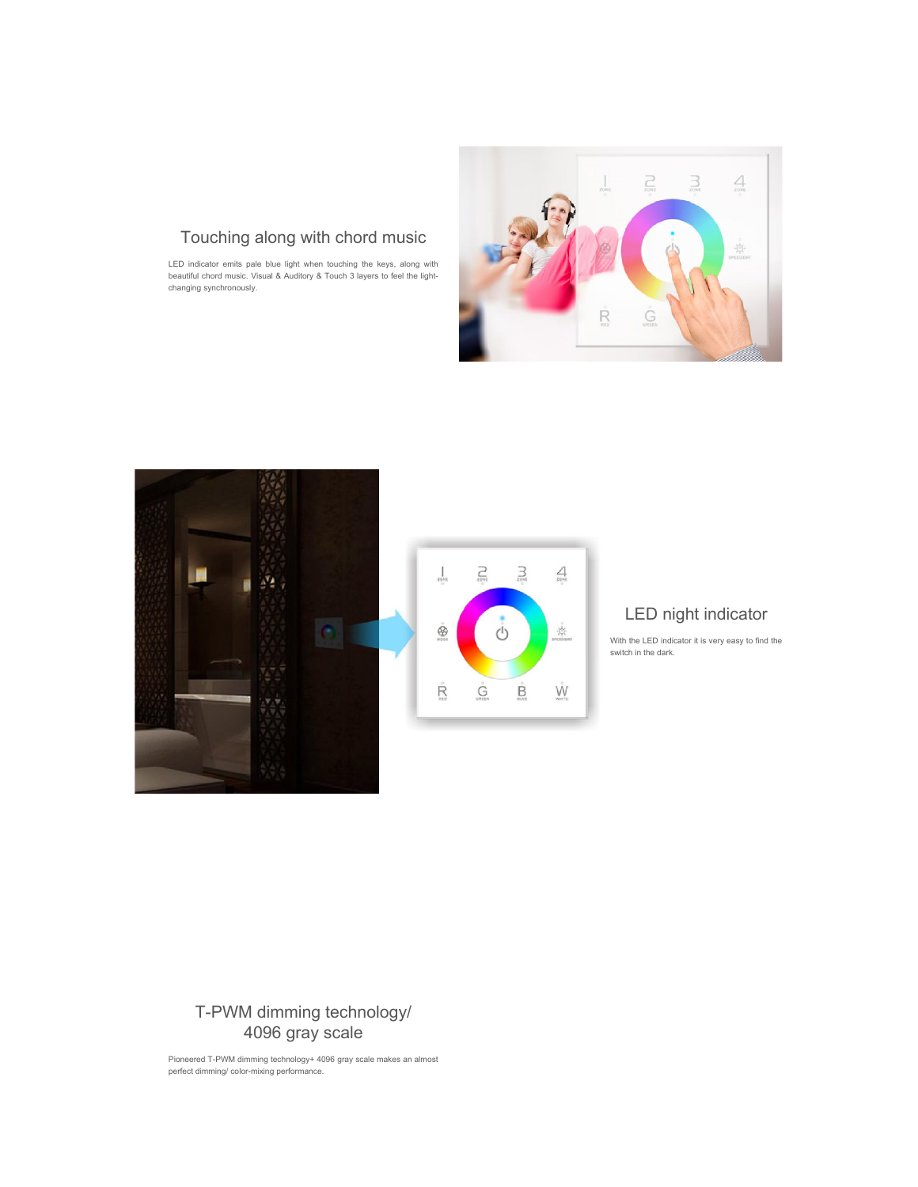## Touching along with chord music

LED indicator emits pale blue light when touching the keys, along with beautiful chord music. Visual & Auditory & Touch 3 layers to feel the light-changing synchronously.

## LED night indicator

With the LED indicator it is very easy to find the switch in the dark.

## T-PWM dimming technology/ 4096 gray scale

Pioneered T-PWM dimming technology+ 4096 gray scale makes an almost perfect dimming/ color-mixing performance.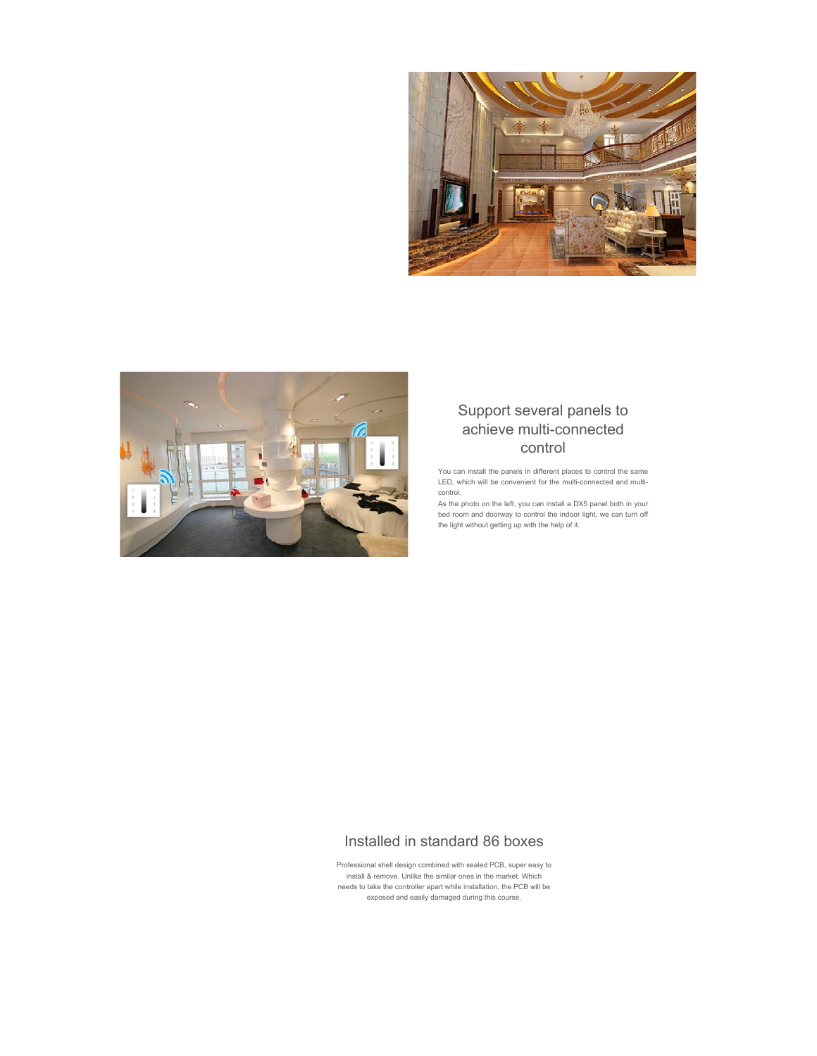## Support several panels to achieve multi-connected control

You can install the panels in different places to control the same LED, which will be convenient for the multi-connected and multi-control.

As the photo on the left, you can install a DX5 panel both in your bed room and doorway to control the indoor light, we can turn off the light without getting up with the help of it.

## Installed in standard 86 boxes

Professional shell design combined with sealed PCB, super easy to install & remove. Unlike the similar ones in the market. Which needs to take the controller apart while installation, the PCB will be exposed and easily damaged during this course.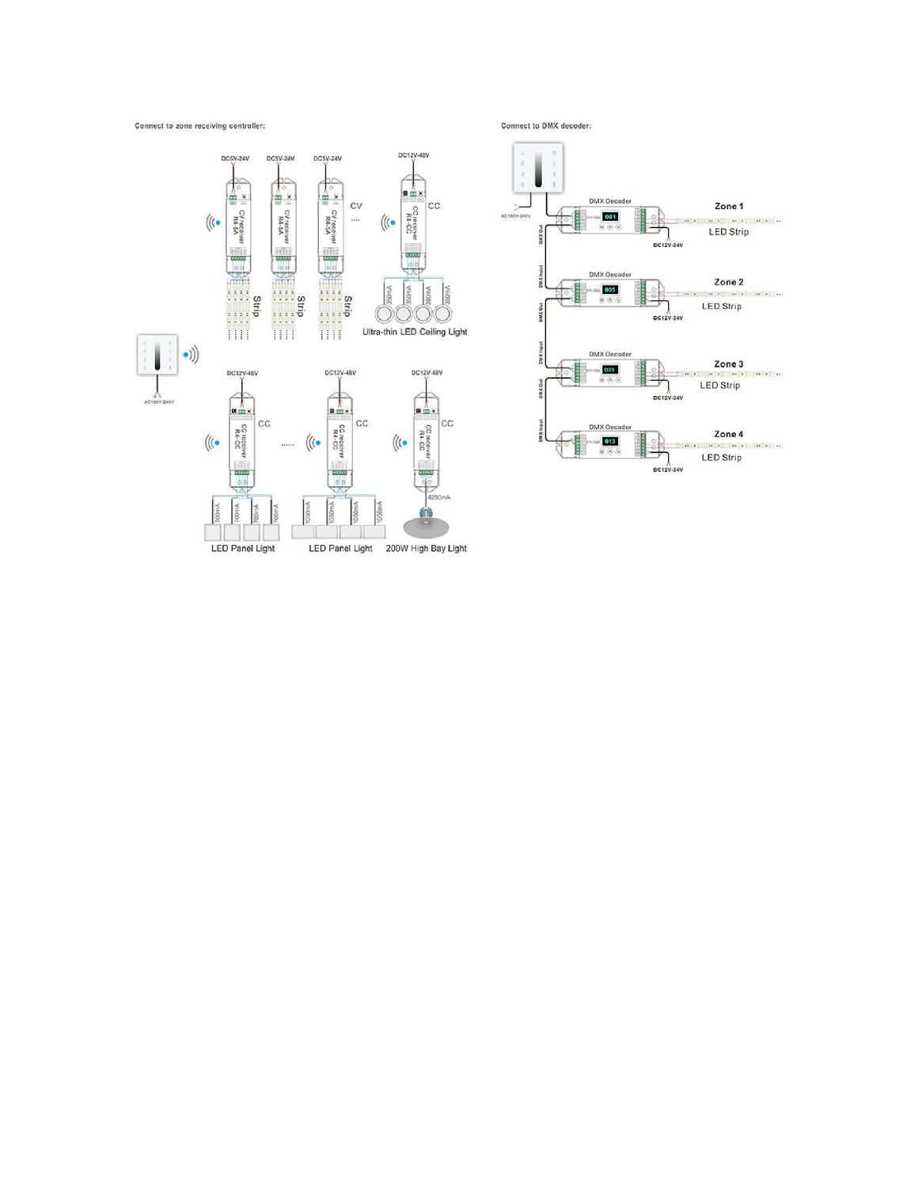Connect to zone receiving controller:

DC5V-24V

DC5V-24V

DC5V-24V

DC12V-48V

CV

CC

CV receiver R4-5A

CC receiver R4-CC

Strip

Strip

Strip

350mA

Ultra-thin LED Ceiling Light

AC100V-240V

DC12V-48V

DC12V-48V

DC12V-48V

CC

CC

CC

700mA

1050mA

4200mA

LED Panel Light

LED Panel Light

200W High Bay Light

Connect to DMX decoder:

AC100V-240V

DMX Decoder

Zone 1

LED Strip

DC12V-24V

DMX Out

DMX Input

Zone 2

Zone 3

Zone 4

001

005

009

013